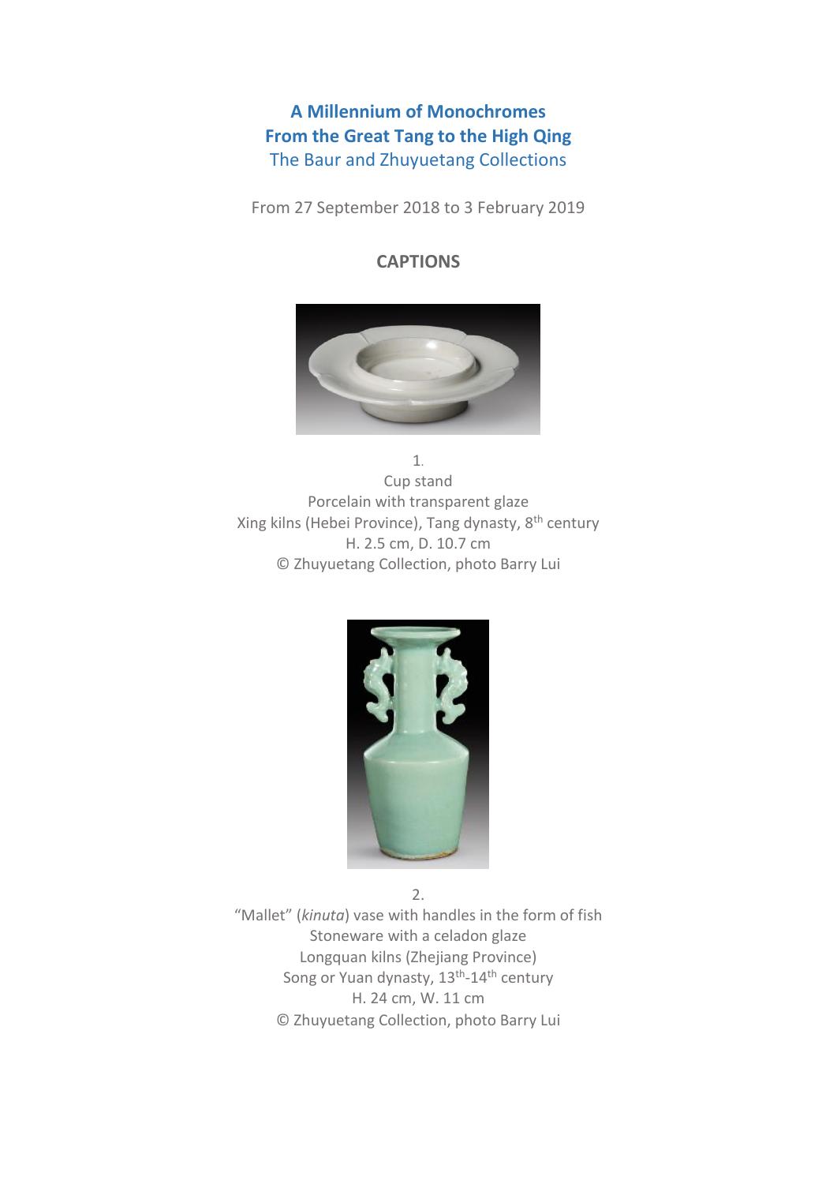# A Millennium of Monochromes
## From the Great Tang to the High Qing
### The Baur and Zhuyuetang Collections

From 27 September 2018 to 3 February 2019

**CAPTIONS**

1.
Cup stand
Porcelain with transparent glaze
Xing kilns (Hebei Province), Tang dynasty, 8th century
H. 2.5 cm, D. 10.7 cm
© Zhuyuetang Collection, photo Barry Lui

2.
"Mallet" (*kinuta*) vase with handles in the form of fish
Stoneware with a celadon glaze
Longquan kilns (Zhejiang Province)
Song or Yuan dynasty, 13th-14th century
H. 24 cm, W. 11 cm
© Zhuyuetang Collection, photo Barry Lui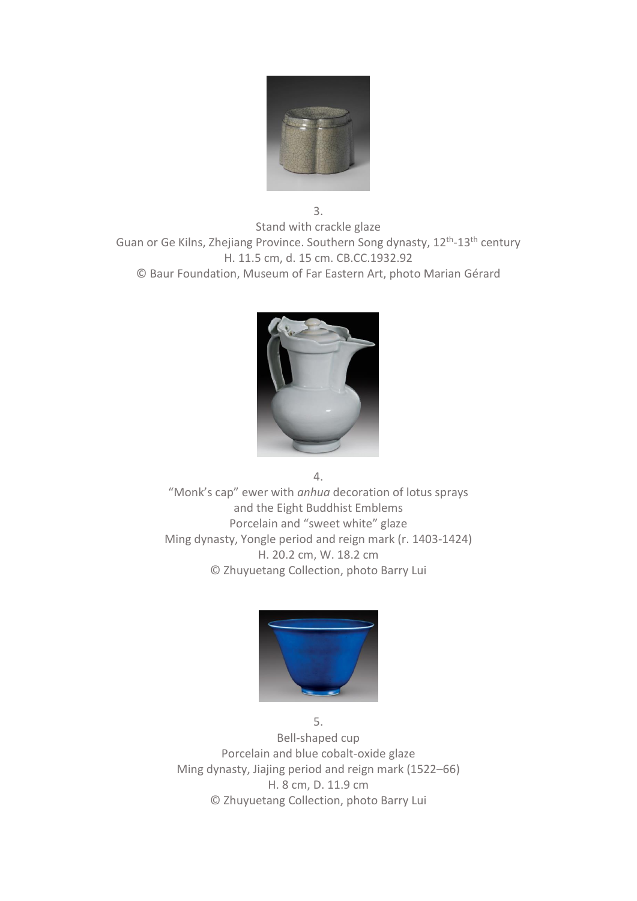3.

Stand with crackle glaze

Guan or Ge Kilns, Zhejiang Province. Southern Song dynasty, 12th-13th century

H. 11.5 cm, d. 15 cm. CB.CC.1932.92

© Baur Foundation, Museum of Far Eastern Art, photo Marian Gérard

4.

"Monk's cap" ewer with *anhua* decoration of lotus sprays and the Eight Buddhist Emblems

Porcelain and "sweet white" glaze

Ming dynasty, Yongle period and reign mark (r. 1403-1424)

H. 20.2 cm, W. 18.2 cm

© Zhuyuetang Collection, photo Barry Lui

5.

Bell-shaped cup

Porcelain and blue cobalt-oxide glaze

Ming dynasty, Jiajing period and reign mark (1522–66)

H. 8 cm, D. 11.9 cm

© Zhuyuetang Collection, photo Barry Lui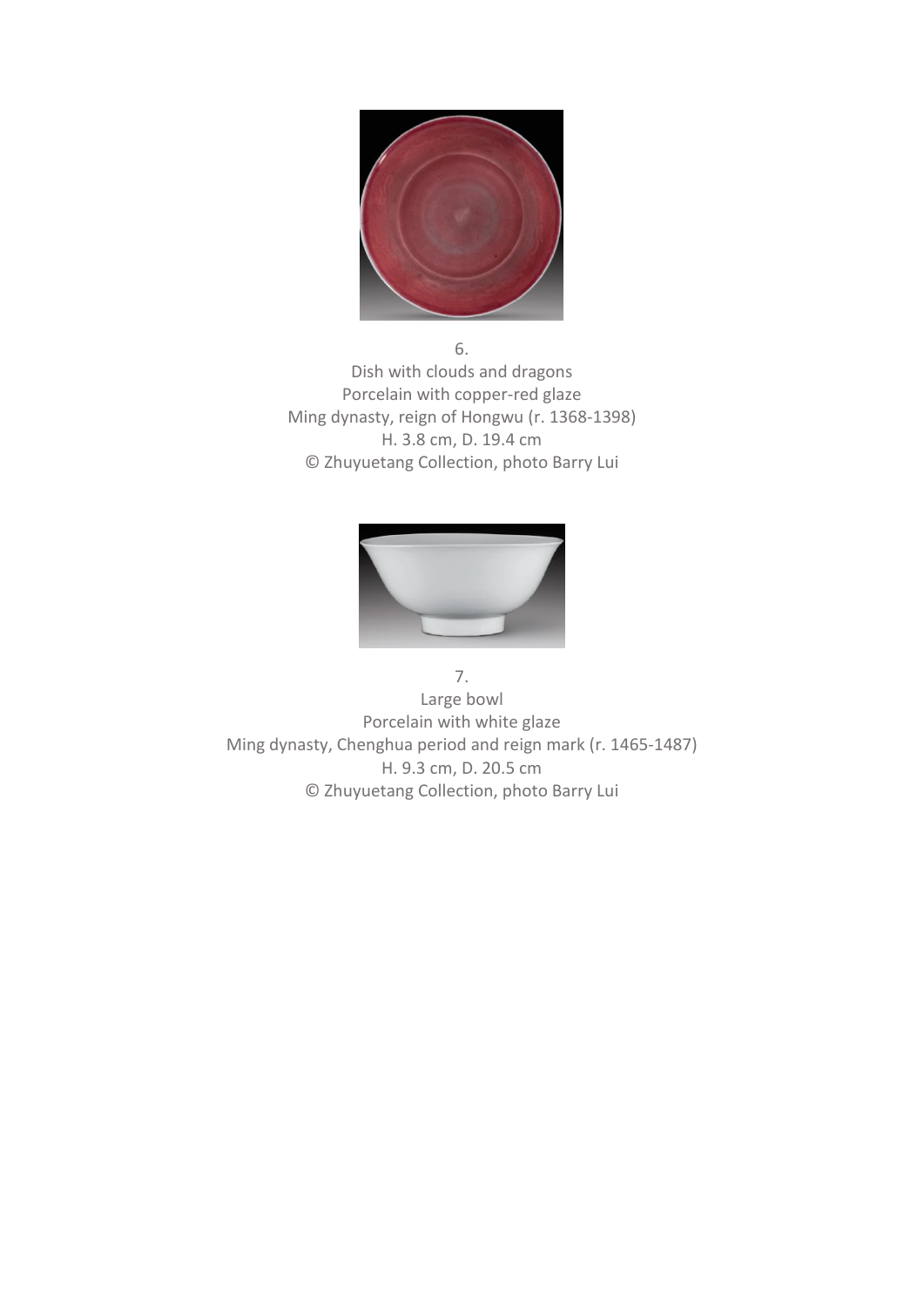6.
Dish with clouds and dragons
Porcelain with copper-red glaze
Ming dynasty, reign of Hongwu (r. 1368-1398)
H. 3.8 cm, D. 19.4 cm
© Zhuyuetang Collection, photo Barry Lui

7.
Large bowl
Porcelain with white glaze
Ming dynasty, Chenghua period and reign mark (r. 1465-1487)
H. 9.3 cm, D. 20.5 cm
© Zhuyuetang Collection, photo Barry Lui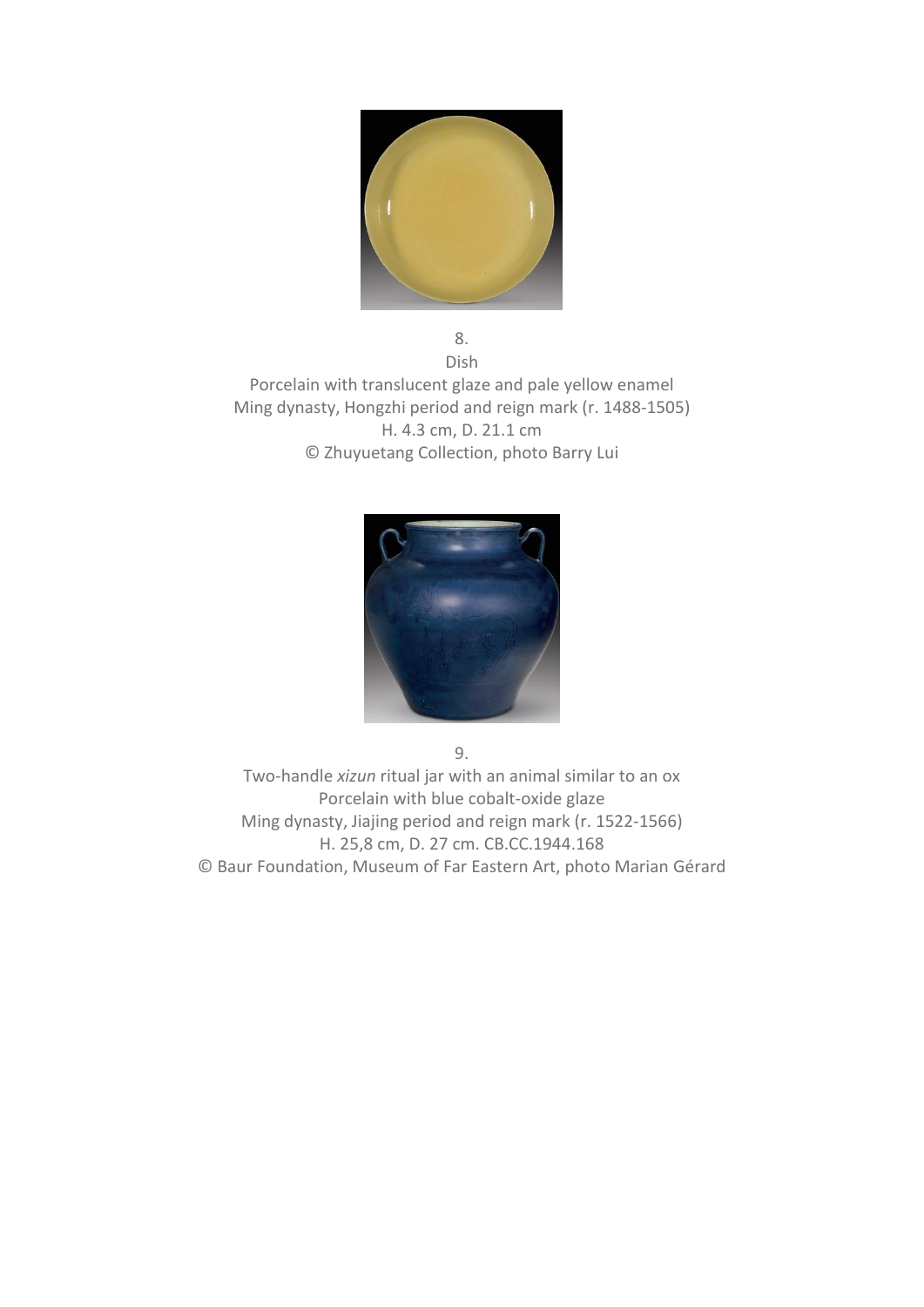8.

Dish

Porcelain with translucent glaze and pale yellow enamel

Ming dynasty, Hongzhi period and reign mark (r. 1488-1505)

H. 4.3 cm, D. 21.1 cm

© Zhuyuetang Collection, photo Barry Lui

9.

Two-handle *xizun* ritual jar with an animal similar to an ox

Porcelain with blue cobalt-oxide glaze

Ming dynasty, Jiajing period and reign mark (r. 1522-1566)

H. 25,8 cm, D. 27 cm. CB.CC.1944.168

© Baur Foundation, Museum of Far Eastern Art, photo Marian Gérard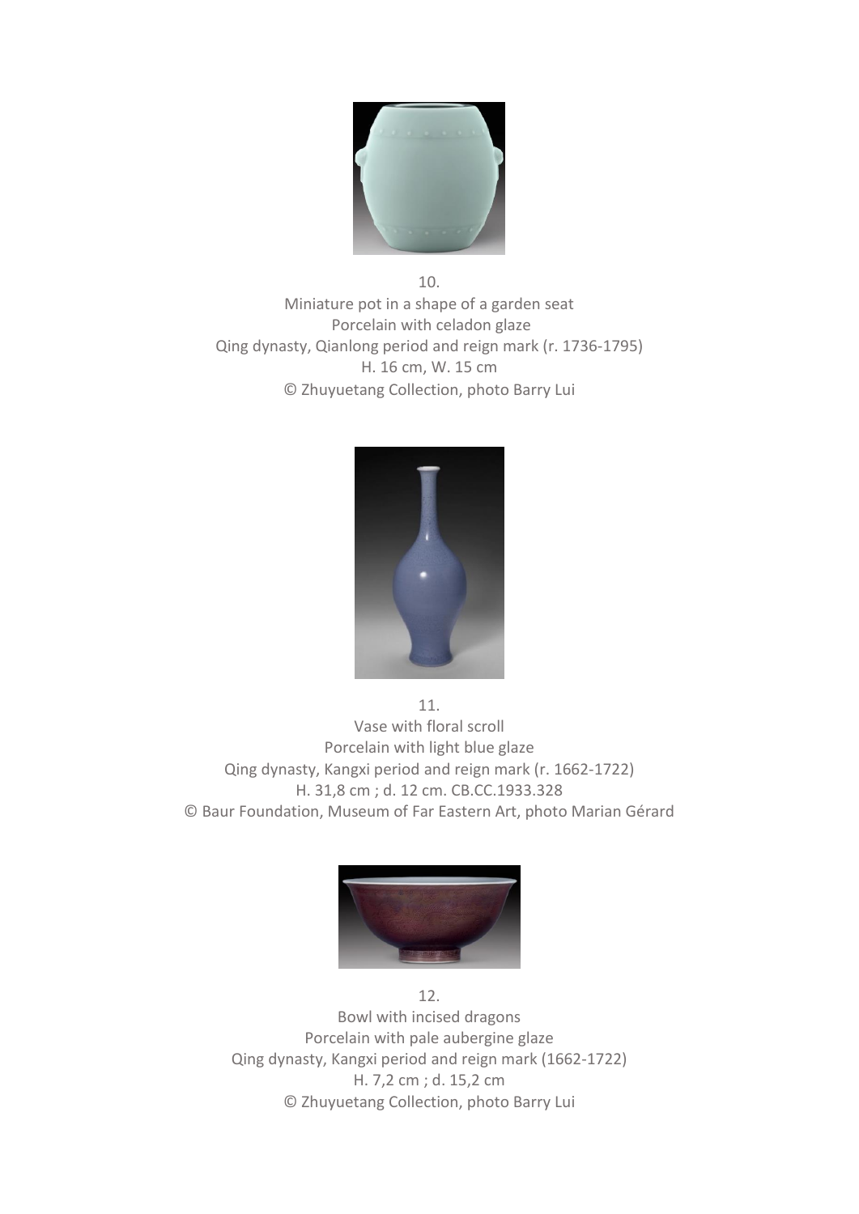10.
Miniature pot in a shape of a garden seat
Porcelain with celadon glaze
Qing dynasty, Qianlong period and reign mark (r. 1736-1795)
H. 16 cm, W. 15 cm
© Zhuyuetang Collection, photo Barry Lui

11.
Vase with floral scroll
Porcelain with light blue glaze
Qing dynasty, Kangxi period and reign mark (r. 1662-1722)
H. 31,8 cm ; d. 12 cm. CB.CC.1933.328
© Baur Foundation, Museum of Far Eastern Art, photo Marian Gérard

12.
Bowl with incised dragons
Porcelain with pale aubergine glaze
Qing dynasty, Kangxi period and reign mark (1662-1722)
H. 7,2 cm ; d. 15,2 cm
© Zhuyuetang Collection, photo Barry Lui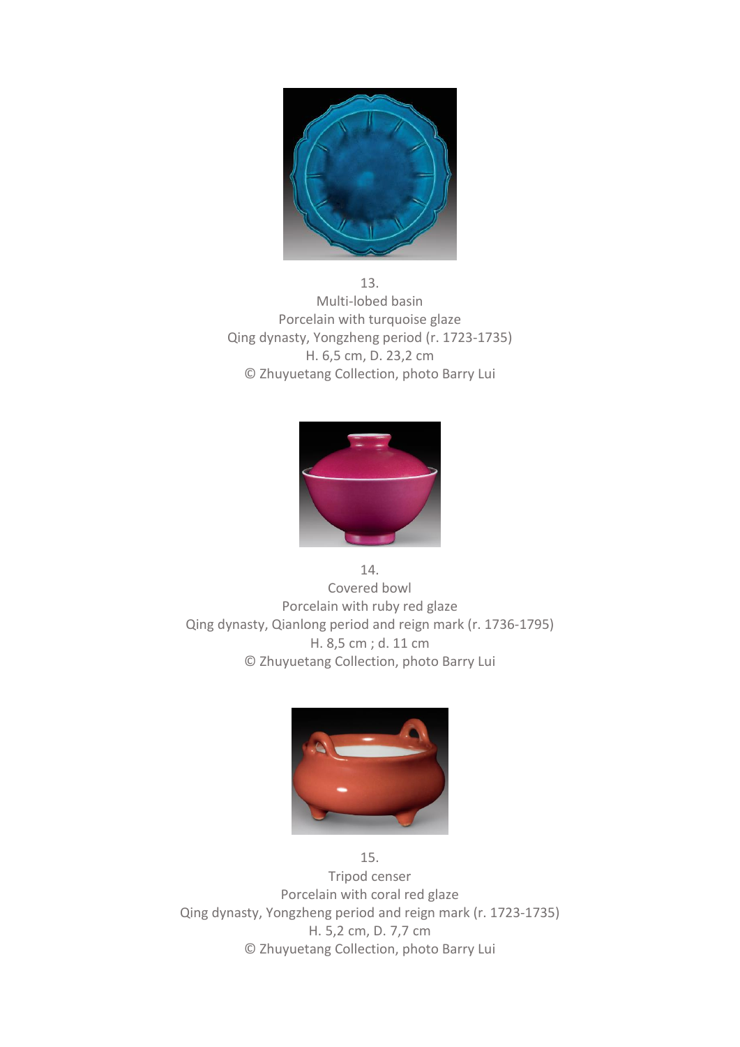13.
Multi-lobed basin
Porcelain with turquoise glaze
Qing dynasty, Yongzheng period (r. 1723-1735)
H. 6,5 cm, D. 23,2 cm
© Zhuyuetang Collection, photo Barry Lui

14.
Covered bowl
Porcelain with ruby red glaze
Qing dynasty, Qianlong period and reign mark (r. 1736-1795)
H. 8,5 cm ; d. 11 cm
© Zhuyuetang Collection, photo Barry Lui

15.
Tripod censer
Porcelain with coral red glaze
Qing dynasty, Yongzheng period and reign mark (r. 1723-1735)
H. 5,2 cm, D. 7,7 cm
© Zhuyuetang Collection, photo Barry Lui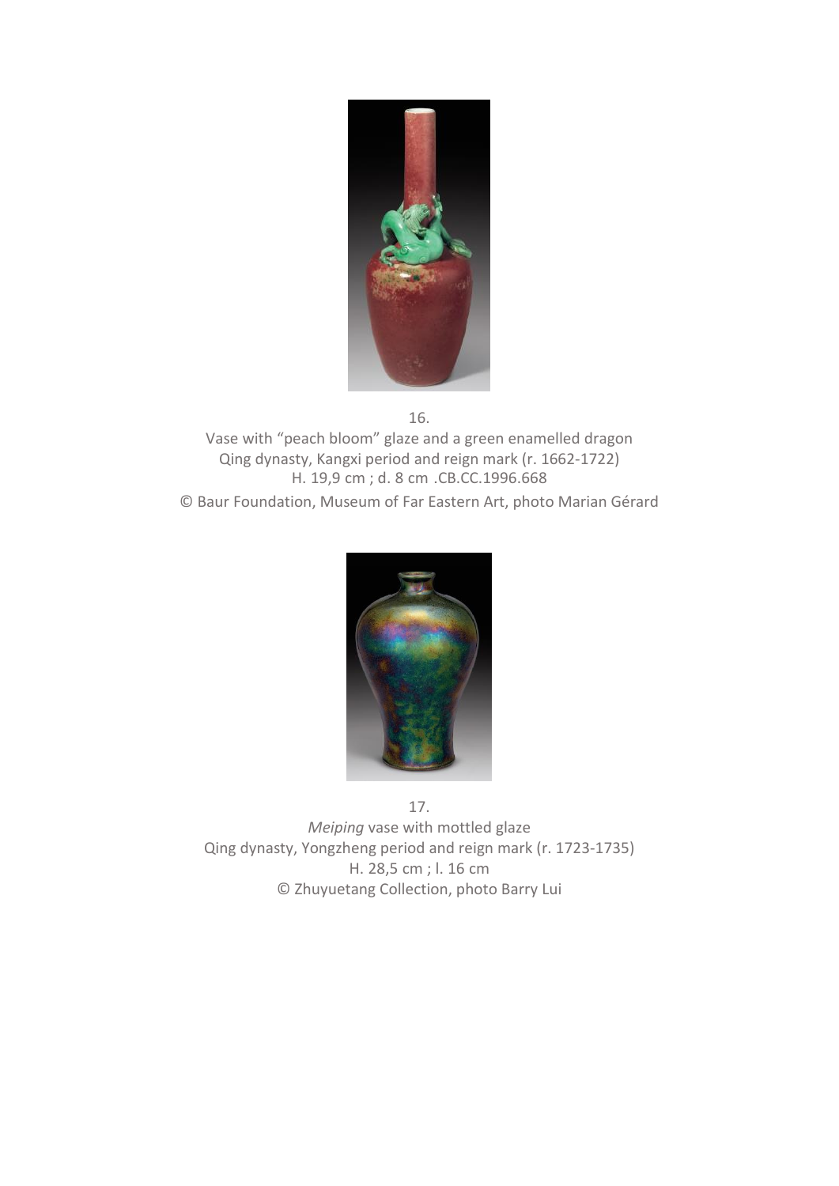16.
Vase with “peach bloom” glaze and a green enamelled dragon
Qing dynasty, Kangxi period and reign mark (r. 1662-1722)
H. 19,9 cm ; d. 8 cm .CB.CC.1996.668
© Baur Foundation, Museum of Far Eastern Art, photo Marian Gérard

17.
*Meiping* vase with mottled glaze
Qing dynasty, Yongzheng period and reign mark (r. 1723-1735)
H. 28,5 cm ; l. 16 cm
© Zhuyuetang Collection, photo Barry Lui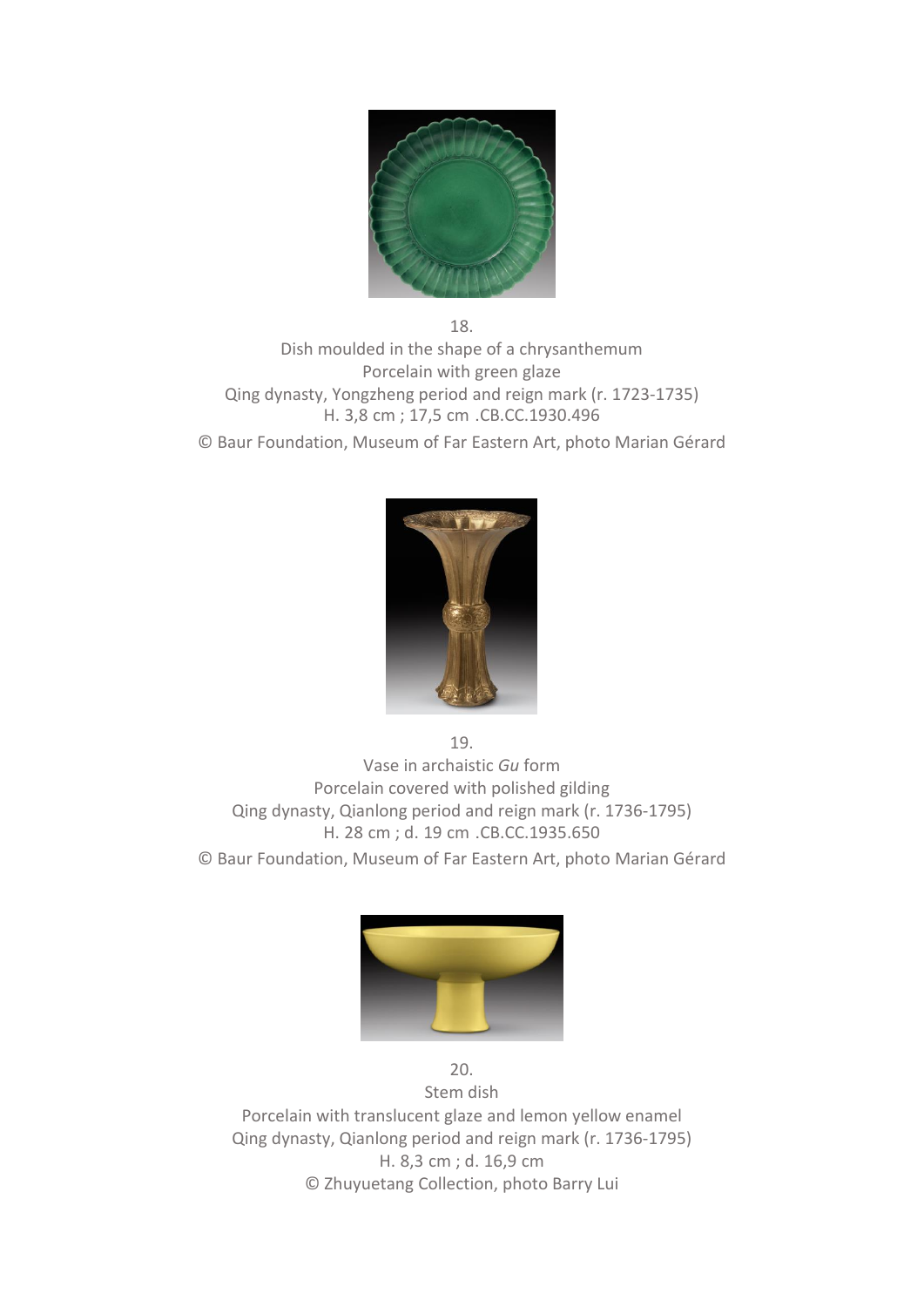18.
Dish moulded in the shape of a chrysanthemum
Porcelain with green glaze
Qing dynasty, Yongzheng period and reign mark (r. 1723-1735)
H. 3,8 cm ; 17,5 cm .CB.CC.1930.496
© Baur Foundation, Museum of Far Eastern Art, photo Marian Gérard

19.
Vase in archaistic *Gu* form
Porcelain covered with polished gilding
Qing dynasty, Qianlong period and reign mark (r. 1736-1795)
H. 28 cm ; d. 19 cm .CB.CC.1935.650
© Baur Foundation, Museum of Far Eastern Art, photo Marian Gérard

20.
Stem dish
Porcelain with translucent glaze and lemon yellow enamel
Qing dynasty, Qianlong period and reign mark (r. 1736-1795)
H. 8,3 cm ; d. 16,9 cm
© Zhuyuetang Collection, photo Barry Lui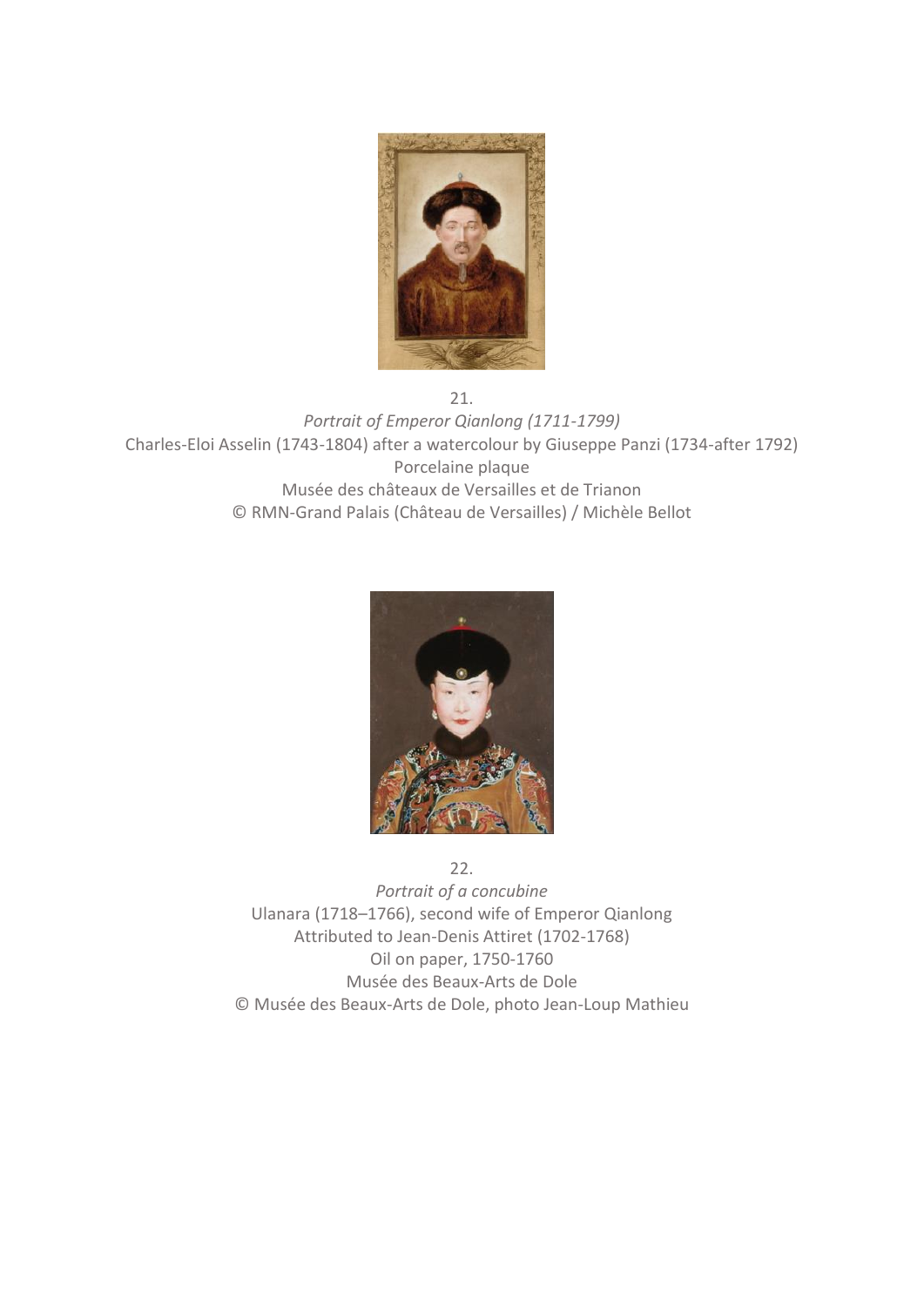21.

*Portrait of Emperor Qianlong (1711-1799)*

Charles-Eloi Asselin (1743-1804) after a watercolour by Giuseppe Panzi (1734-after 1792)

Porcelaine plaque

Musée des châteaux de Versailles et de Trianon

© RMN-Grand Palais (Château de Versailles) / Michèle Bellot

22.

*Portrait of a concubine*

Ulanara (1718–1766), second wife of Emperor Qianlong

Attributed to Jean-Denis Attiret (1702-1768)

Oil on paper, 1750-1760

Musée des Beaux-Arts de Dole

© Musée des Beaux-Arts de Dole, photo Jean-Loup Mathieu